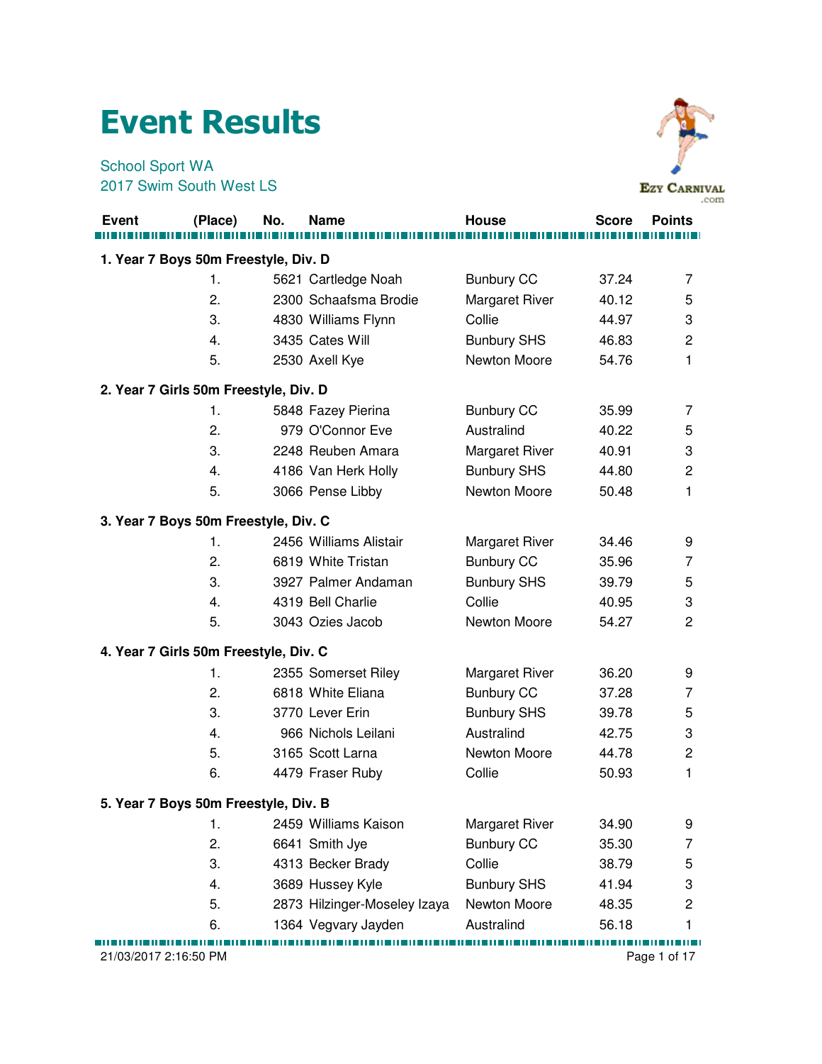# Event Results

School Sport WA
2017 Swim South West LS

| Event | (Place) | No. | Name | House | Score | Points |
|---|---|---|---|---|---|---|

### 1. Year 7 Boys 50m Freestyle, Div. D

| (Place) | No. | Name | House | Score | Points |
|---|---|---|---|---|---|
| 1. | 5621 | Cartledge Noah | Bunbury CC | 37.24 | 7 |
| 2. | 2300 | Schaafsma Brodie | Margaret River | 40.12 | 5 |
| 3. | 4830 | Williams Flynn | Collie | 44.97 | 3 |
| 4. | 3435 | Cates Will | Bunbury SHS | 46.83 | 2 |
| 5. | 2530 | Axell Kye | Newton Moore | 54.76 | 1 |

### 2. Year 7 Girls 50m Freestyle, Div. D

| (Place) | No. | Name | House | Score | Points |
|---|---|---|---|---|---|
| 1. | 5848 | Fazey Pierina | Bunbury CC | 35.99 | 7 |
| 2. | 979 | O'Connor Eve | Australind | 40.22 | 5 |
| 3. | 2248 | Reuben Amara | Margaret River | 40.91 | 3 |
| 4. | 4186 | Van Herk Holly | Bunbury SHS | 44.80 | 2 |
| 5. | 3066 | Pense Libby | Newton Moore | 50.48 | 1 |

### 3. Year 7 Boys 50m Freestyle, Div. C

| (Place) | No. | Name | House | Score | Points |
|---|---|---|---|---|---|
| 1. | 2456 | Williams Alistair | Margaret River | 34.46 | 9 |
| 2. | 6819 | White Tristan | Bunbury CC | 35.96 | 7 |
| 3. | 3927 | Palmer Andaman | Bunbury SHS | 39.79 | 5 |
| 4. | 4319 | Bell Charlie | Collie | 40.95 | 3 |
| 5. | 3043 | Ozies Jacob | Newton Moore | 54.27 | 2 |

### 4. Year 7 Girls 50m Freestyle, Div. C

| (Place) | No. | Name | House | Score | Points |
|---|---|---|---|---|---|
| 1. | 2355 | Somerset Riley | Margaret River | 36.20 | 9 |
| 2. | 6818 | White Eliana | Bunbury CC | 37.28 | 7 |
| 3. | 3770 | Lever Erin | Bunbury SHS | 39.78 | 5 |
| 4. | 966 | Nichols Leilani | Australind | 42.75 | 3 |
| 5. | 3165 | Scott Larna | Newton Moore | 44.78 | 2 |
| 6. | 4479 | Fraser Ruby | Collie | 50.93 | 1 |

### 5. Year 7 Boys 50m Freestyle, Div. B

| (Place) | No. | Name | House | Score | Points |
|---|---|---|---|---|---|
| 1. | 2459 | Williams Kaison | Margaret River | 34.90 | 9 |
| 2. | 6641 | Smith Jye | Bunbury CC | 35.30 | 7 |
| 3. | 4313 | Becker Brady | Collie | 38.79 | 5 |
| 4. | 3689 | Hussey Kyle | Bunbury SHS | 41.94 | 3 |
| 5. | 2873 | Hilzinger-Moseley Izaya | Newton Moore | 48.35 | 2 |
| 6. | 1364 | Vegvary Jayden | Australind | 56.18 | 1 |

21/03/2017 2:16:50 PM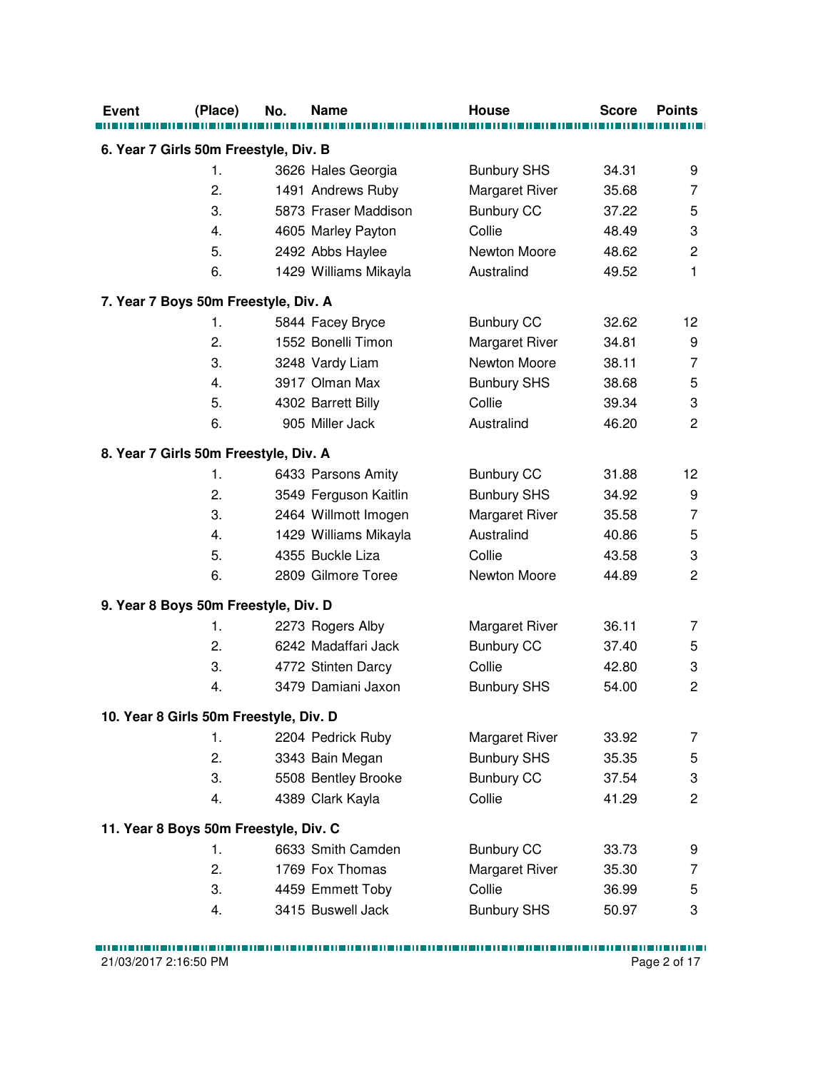| Event | (Place) | No. | Name | House | Score | Points |
|---|---|---|---|---|---|---|
| **6. Year 7 Girls 50m Freestyle, Div. B** | | | | | | |
| | 1. | 3626 | Hales Georgia | Bunbury SHS | 34.31 | 9 |
| | 2. | 1491 | Andrews Ruby | Margaret River | 35.68 | 7 |
| | 3. | 5873 | Fraser Maddison | Bunbury CC | 37.22 | 5 |
| | 4. | 4605 | Marley Payton | Collie | 48.49 | 3 |
| | 5. | 2492 | Abbs Haylee | Newton Moore | 48.62 | 2 |
| | 6. | 1429 | Williams Mikayla | Australind | 49.52 | 1 |
| **7. Year 7 Boys 50m Freestyle, Div. A** | | | | | | |
| | 1. | 5844 | Facey Bryce | Bunbury CC | 32.62 | 12 |
| | 2. | 1552 | Bonelli Timon | Margaret River | 34.81 | 9 |
| | 3. | 3248 | Vardy Liam | Newton Moore | 38.11 | 7 |
| | 4. | 3917 | Olman Max | Bunbury SHS | 38.68 | 5 |
| | 5. | 4302 | Barrett Billy | Collie | 39.34 | 3 |
| | 6. | 905 | Miller Jack | Australind | 46.20 | 2 |
| **8. Year 7 Girls 50m Freestyle, Div. A** | | | | | | |
| | 1. | 6433 | Parsons Amity | Bunbury CC | 31.88 | 12 |
| | 2. | 3549 | Ferguson Kaitlin | Bunbury SHS | 34.92 | 9 |
| | 3. | 2464 | Willmott Imogen | Margaret River | 35.58 | 7 |
| | 4. | 1429 | Williams Mikayla | Australind | 40.86 | 5 |
| | 5. | 4355 | Buckle Liza | Collie | 43.58 | 3 |
| | 6. | 2809 | Gilmore Toree | Newton Moore | 44.89 | 2 |
| **9. Year 8 Boys 50m Freestyle, Div. D** | | | | | | |
| | 1. | 2273 | Rogers Alby | Margaret River | 36.11 | 7 |
| | 2. | 6242 | Madaffari Jack | Bunbury CC | 37.40 | 5 |
| | 3. | 4772 | Stinten Darcy | Collie | 42.80 | 3 |
| | 4. | 3479 | Damiani Jaxon | Bunbury SHS | 54.00 | 2 |
| **10. Year 8 Girls 50m Freestyle, Div. D** | | | | | | |
| | 1. | 2204 | Pedrick Ruby | Margaret River | 33.92 | 7 |
| | 2. | 3343 | Bain Megan | Bunbury SHS | 35.35 | 5 |
| | 3. | 5508 | Bentley Brooke | Bunbury CC | 37.54 | 3 |
| | 4. | 4389 | Clark Kayla | Collie | 41.29 | 2 |
| **11. Year 8 Boys 50m Freestyle, Div. C** | | | | | | |
| | 1. | 6633 | Smith Camden | Bunbury CC | 33.73 | 9 |
| | 2. | 1769 | Fox Thomas | Margaret River | 35.30 | 7 |
| | 3. | 4459 | Emmett Toby | Collie | 36.99 | 5 |
| | 4. | 3415 | Buswell Jack | Bunbury SHS | 50.97 | 3 |

21/03/2017 2:16:50 PM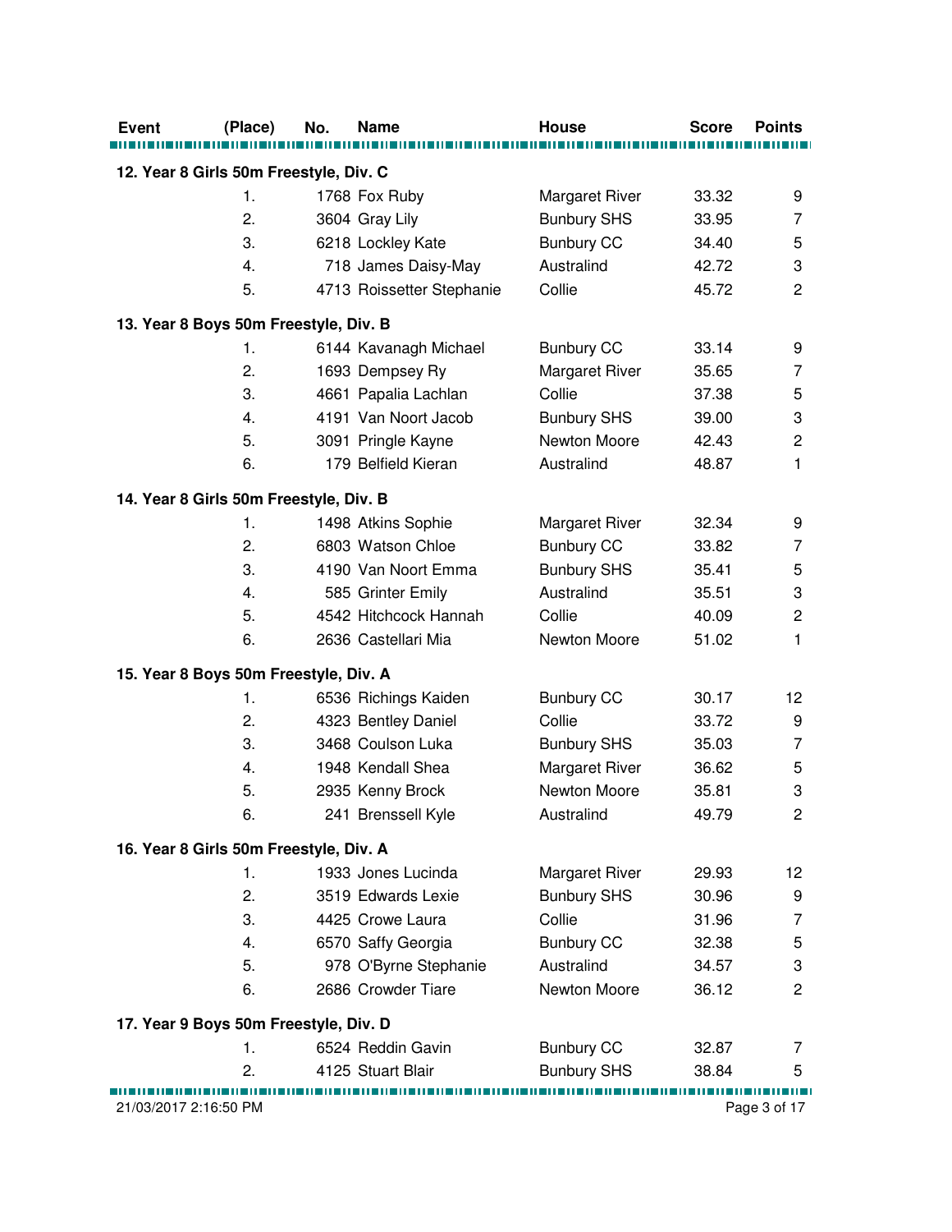| Event | (Place) | No. | Name | House | Score | Points |
|---|---|---|---|---|---|---|
| **12. Year 8 Girls 50m Freestyle, Div. C** | | | | | | |
| | 1. | 1768 | Fox Ruby | Margaret River | 33.32 | 9 |
| | 2. | 3604 | Gray Lily | Bunbury SHS | 33.95 | 7 |
| | 3. | 6218 | Lockley Kate | Bunbury CC | 34.40 | 5 |
| | 4. | 718 | James Daisy-May | Australind | 42.72 | 3 |
| | 5. | 4713 | Roissetter Stephanie | Collie | 45.72 | 2 |
| **13. Year 8 Boys 50m Freestyle, Div. B** | | | | | | |
| | 1. | 6144 | Kavanagh Michael | Bunbury CC | 33.14 | 9 |
| | 2. | 1693 | Dempsey Ry | Margaret River | 35.65 | 7 |
| | 3. | 4661 | Papalia Lachlan | Collie | 37.38 | 5 |
| | 4. | 4191 | Van Noort Jacob | Bunbury SHS | 39.00 | 3 |
| | 5. | 3091 | Pringle Kayne | Newton Moore | 42.43 | 2 |
| | 6. | 179 | Belfield Kieran | Australind | 48.87 | 1 |
| **14. Year 8 Girls 50m Freestyle, Div. B** | | | | | | |
| | 1. | 1498 | Atkins Sophie | Margaret River | 32.34 | 9 |
| | 2. | 6803 | Watson Chloe | Bunbury CC | 33.82 | 7 |
| | 3. | 4190 | Van Noort Emma | Bunbury SHS | 35.41 | 5 |
| | 4. | 585 | Grinter Emily | Australind | 35.51 | 3 |
| | 5. | 4542 | Hitchcock Hannah | Collie | 40.09 | 2 |
| | 6. | 2636 | Castellari Mia | Newton Moore | 51.02 | 1 |
| **15. Year 8 Boys 50m Freestyle, Div. A** | | | | | | |
| | 1. | 6536 | Richings Kaiden | Bunbury CC | 30.17 | 12 |
| | 2. | 4323 | Bentley Daniel | Collie | 33.72 | 9 |
| | 3. | 3468 | Coulson Luka | Bunbury SHS | 35.03 | 7 |
| | 4. | 1948 | Kendall Shea | Margaret River | 36.62 | 5 |
| | 5. | 2935 | Kenny Brock | Newton Moore | 35.81 | 3 |
| | 6. | 241 | Brenssell Kyle | Australind | 49.79 | 2 |
| **16. Year 8 Girls 50m Freestyle, Div. A** | | | | | | |
| | 1. | 1933 | Jones Lucinda | Margaret River | 29.93 | 12 |
| | 2. | 3519 | Edwards Lexie | Bunbury SHS | 30.96 | 9 |
| | 3. | 4425 | Crowe Laura | Collie | 31.96 | 7 |
| | 4. | 6570 | Saffy Georgia | Bunbury CC | 32.38 | 5 |
| | 5. | 978 | O'Byrne Stephanie | Australind | 34.57 | 3 |
| | 6. | 2686 | Crowder Tiare | Newton Moore | 36.12 | 2 |
| **17. Year 9 Boys 50m Freestyle, Div. D** | | | | | | |
| | 1. | 6524 | Reddin Gavin | Bunbury CC | 32.87 | 7 |
| | 2. | 4125 | Stuart Blair | Bunbury SHS | 38.84 | 5 |

21/03/2017 2:16:50 PM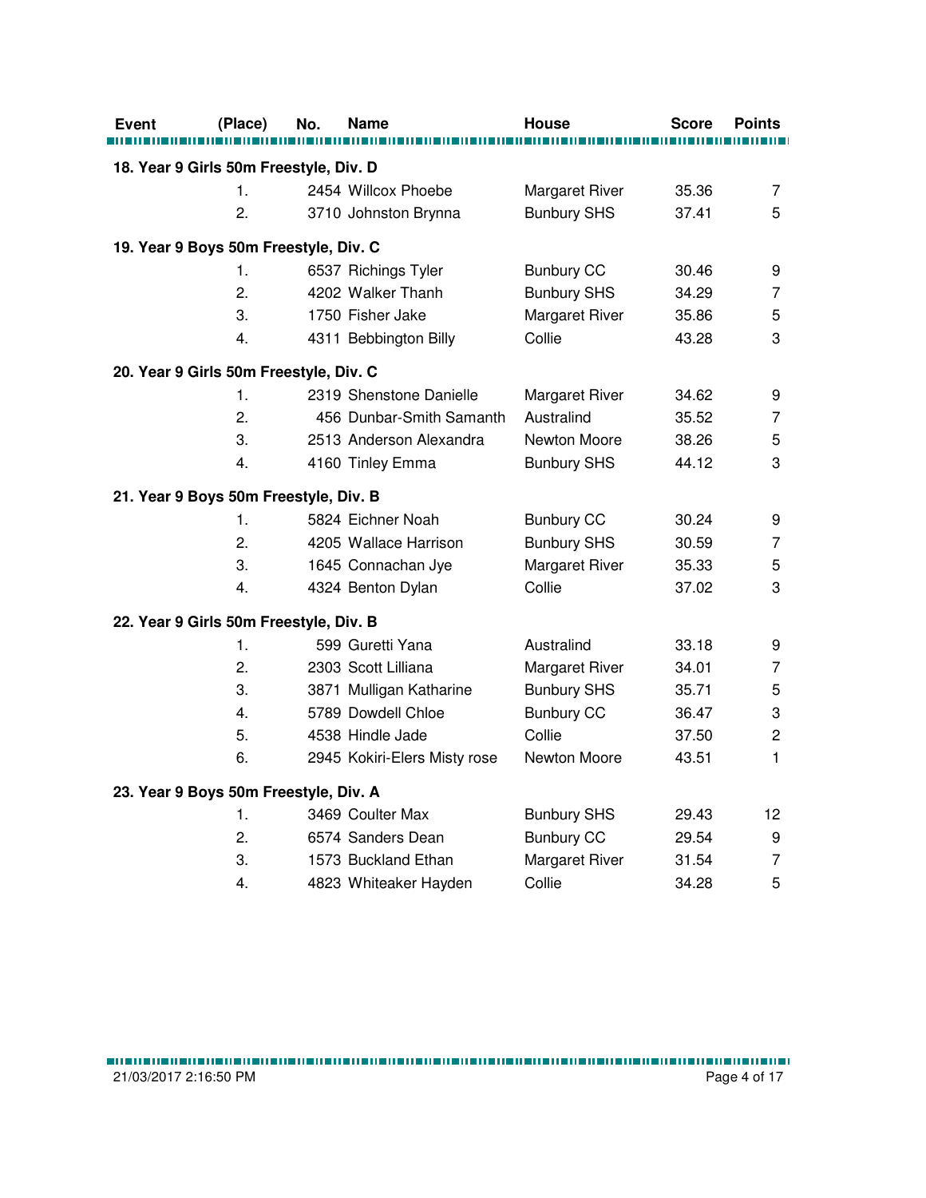| Event | (Place) | No. | Name | House | Score | Points |
|---|---|---|---|---|---|---|
| **18. Year 9 Girls 50m Freestyle, Div. D** | | | | | | |
| | 1. | 2454 | Willcox Phoebe | Margaret River | 35.36 | 7 |
| | 2. | 3710 | Johnston Brynna | Bunbury SHS | 37.41 | 5 |
| **19. Year 9 Boys 50m Freestyle, Div. C** | | | | | | |
| | 1. | 6537 | Richings Tyler | Bunbury CC | 30.46 | 9 |
| | 2. | 4202 | Walker Thanh | Bunbury SHS | 34.29 | 7 |
| | 3. | 1750 | Fisher Jake | Margaret River | 35.86 | 5 |
| | 4. | 4311 | Bebbington Billy | Collie | 43.28 | 3 |
| **20. Year 9 Girls 50m Freestyle, Div. C** | | | | | | |
| | 1. | 2319 | Shenstone Danielle | Margaret River | 34.62 | 9 |
| | 2. | 456 | Dunbar-Smith Samanth | Australind | 35.52 | 7 |
| | 3. | 2513 | Anderson Alexandra | Newton Moore | 38.26 | 5 |
| | 4. | 4160 | Tinley Emma | Bunbury SHS | 44.12 | 3 |
| **21. Year 9 Boys 50m Freestyle, Div. B** | | | | | | |
| | 1. | 5824 | Eichner Noah | Bunbury CC | 30.24 | 9 |
| | 2. | 4205 | Wallace Harrison | Bunbury SHS | 30.59 | 7 |
| | 3. | 1645 | Connachan Jye | Margaret River | 35.33 | 5 |
| | 4. | 4324 | Benton Dylan | Collie | 37.02 | 3 |
| **22. Year 9 Girls 50m Freestyle, Div. B** | | | | | | |
| | 1. | 599 | Guretti Yana | Australind | 33.18 | 9 |
| | 2. | 2303 | Scott Lilliana | Margaret River | 34.01 | 7 |
| | 3. | 3871 | Mulligan Katharine | Bunbury SHS | 35.71 | 5 |
| | 4. | 5789 | Dowdell Chloe | Bunbury CC | 36.47 | 3 |
| | 5. | 4538 | Hindle Jade | Collie | 37.50 | 2 |
| | 6. | 2945 | Kokiri-Elers Misty rose | Newton Moore | 43.51 | 1 |
| **23. Year 9 Boys 50m Freestyle, Div. A** | | | | | | |
| | 1. | 3469 | Coulter Max | Bunbury SHS | 29.43 | 12 |
| | 2. | 6574 | Sanders Dean | Bunbury CC | 29.54 | 9 |
| | 3. | 1573 | Buckland Ethan | Margaret River | 31.54 | 7 |
| | 4. | 4823 | Whiteaker Hayden | Collie | 34.28 | 5 |

21/03/2017 2:16:50 PM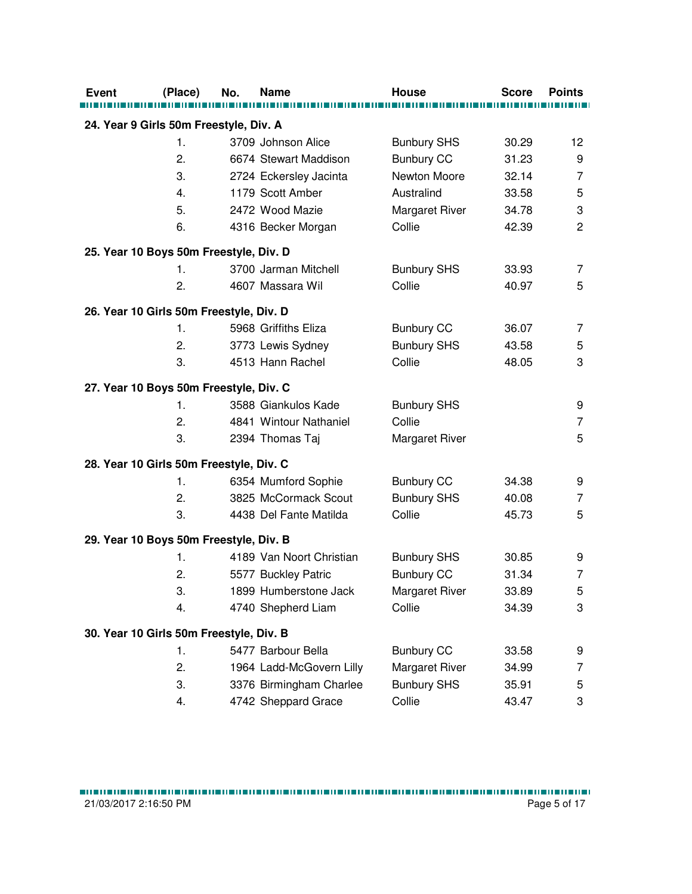| Event | (Place) | No. | Name | House | Score | Points |
|---|---|---|---|---|---|---|
| **24. Year 9 Girls 50m Freestyle, Div. A** | | | | | | |
| | 1. | 3709 | Johnson Alice | Bunbury SHS | 30.29 | 12 |
| | 2. | 6674 | Stewart Maddison | Bunbury CC | 31.23 | 9 |
| | 3. | 2724 | Eckersley Jacinta | Newton Moore | 32.14 | 7 |
| | 4. | 1179 | Scott Amber | Australind | 33.58 | 5 |
| | 5. | 2472 | Wood Mazie | Margaret River | 34.78 | 3 |
| | 6. | 4316 | Becker Morgan | Collie | 42.39 | 2 |
| **25. Year 10 Boys 50m Freestyle, Div. D** | | | | | | |
| | 1. | 3700 | Jarman Mitchell | Bunbury SHS | 33.93 | 7 |
| | 2. | 4607 | Massara Wil | Collie | 40.97 | 5 |
| **26. Year 10 Girls 50m Freestyle, Div. D** | | | | | | |
| | 1. | 5968 | Griffiths Eliza | Bunbury CC | 36.07 | 7 |
| | 2. | 3773 | Lewis Sydney | Bunbury SHS | 43.58 | 5 |
| | 3. | 4513 | Hann Rachel | Collie | 48.05 | 3 |
| **27. Year 10 Boys 50m Freestyle, Div. C** | | | | | | |
| | 1. | 3588 | Giankulos Kade | Bunbury SHS | | 9 |
| | 2. | 4841 | Wintour Nathaniel | Collie | | 7 |
| | 3. | 2394 | Thomas Taj | Margaret River | | 5 |
| **28. Year 10 Girls 50m Freestyle, Div. C** | | | | | | |
| | 1. | 6354 | Mumford Sophie | Bunbury CC | 34.38 | 9 |
| | 2. | 3825 | McCormack Scout | Bunbury SHS | 40.08 | 7 |
| | 3. | 4438 | Del Fante Matilda | Collie | 45.73 | 5 |
| **29. Year 10 Boys 50m Freestyle, Div. B** | | | | | | |
| | 1. | 4189 | Van Noort Christian | Bunbury SHS | 30.85 | 9 |
| | 2. | 5577 | Buckley Patric | Bunbury CC | 31.34 | 7 |
| | 3. | 1899 | Humberstone Jack | Margaret River | 33.89 | 5 |
| | 4. | 4740 | Shepherd Liam | Collie | 34.39 | 3 |
| **30. Year 10 Girls 50m Freestyle, Div. B** | | | | | | |
| | 1. | 5477 | Barbour Bella | Bunbury CC | 33.58 | 9 |
| | 2. | 1964 | Ladd-McGovern Lilly | Margaret River | 34.99 | 7 |
| | 3. | 3376 | Birmingham Charlee | Bunbury SHS | 35.91 | 5 |
| | 4. | 4742 | Sheppard Grace | Collie | 43.47 | 3 |

21/03/2017 2:16:50 PM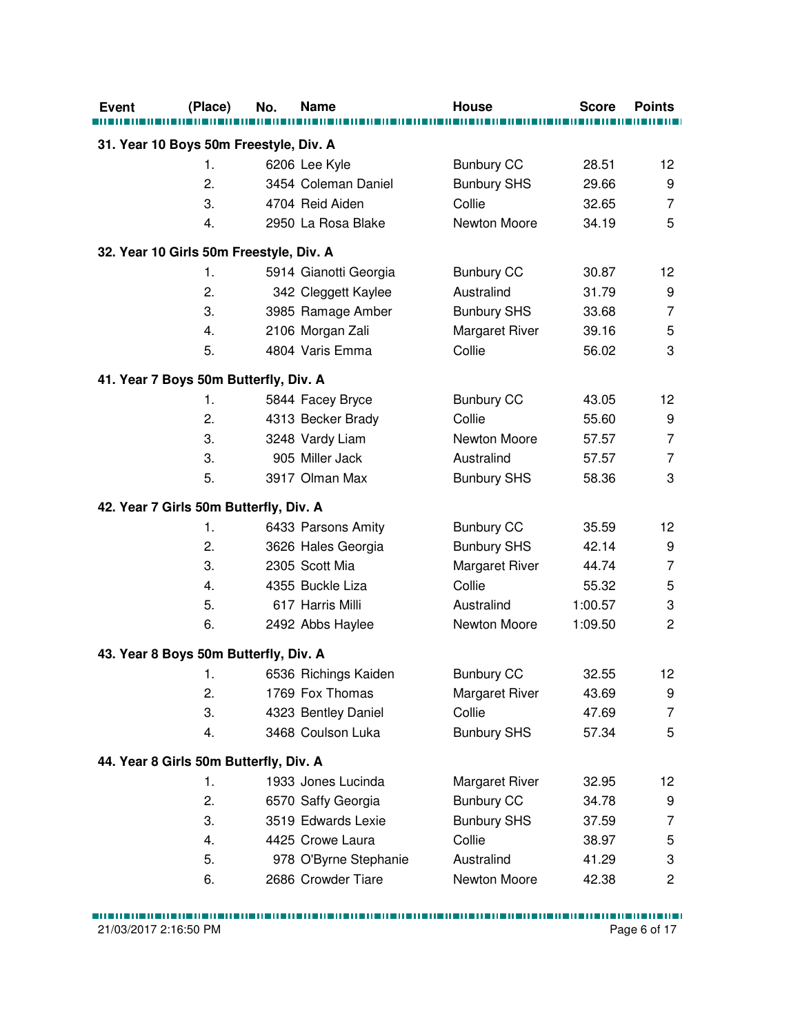| Event | (Place) | No. | Name | House | Score | Points |
|---|---|---|---|---|---|---|
| **31. Year 10 Boys 50m Freestyle, Div. A** | | | | | | |
| | 1. | 6206 | Lee Kyle | Bunbury CC | 28.51 | 12 |
| | 2. | 3454 | Coleman Daniel | Bunbury SHS | 29.66 | 9 |
| | 3. | 4704 | Reid Aiden | Collie | 32.65 | 7 |
| | 4. | 2950 | La Rosa Blake | Newton Moore | 34.19 | 5 |
| **32. Year 10 Girls 50m Freestyle, Div. A** | | | | | | |
| | 1. | 5914 | Gianotti Georgia | Bunbury CC | 30.87 | 12 |
| | 2. | 342 | Cleggett Kaylee | Australind | 31.79 | 9 |
| | 3. | 3985 | Ramage Amber | Bunbury SHS | 33.68 | 7 |
| | 4. | 2106 | Morgan Zali | Margaret River | 39.16 | 5 |
| | 5. | 4804 | Varis Emma | Collie | 56.02 | 3 |
| **41. Year 7 Boys 50m Butterfly, Div. A** | | | | | | |
| | 1. | 5844 | Facey Bryce | Bunbury CC | 43.05 | 12 |
| | 2. | 4313 | Becker Brady | Collie | 55.60 | 9 |
| | 3. | 3248 | Vardy Liam | Newton Moore | 57.57 | 7 |
| | 3. | 905 | Miller Jack | Australind | 57.57 | 7 |
| | 5. | 3917 | Olman Max | Bunbury SHS | 58.36 | 3 |
| **42. Year 7 Girls 50m Butterfly, Div. A** | | | | | | |
| | 1. | 6433 | Parsons Amity | Bunbury CC | 35.59 | 12 |
| | 2. | 3626 | Hales Georgia | Bunbury SHS | 42.14 | 9 |
| | 3. | 2305 | Scott Mia | Margaret River | 44.74 | 7 |
| | 4. | 4355 | Buckle Liza | Collie | 55.32 | 5 |
| | 5. | 617 | Harris Milli | Australind | 1:00.57 | 3 |
| | 6. | 2492 | Abbs Haylee | Newton Moore | 1:09.50 | 2 |
| **43. Year 8 Boys 50m Butterfly, Div. A** | | | | | | |
| | 1. | 6536 | Richings Kaiden | Bunbury CC | 32.55 | 12 |
| | 2. | 1769 | Fox Thomas | Margaret River | 43.69 | 9 |
| | 3. | 4323 | Bentley Daniel | Collie | 47.69 | 7 |
| | 4. | 3468 | Coulson Luka | Bunbury SHS | 57.34 | 5 |
| **44. Year 8 Girls 50m Butterfly, Div. A** | | | | | | |
| | 1. | 1933 | Jones Lucinda | Margaret River | 32.95 | 12 |
| | 2. | 6570 | Saffy Georgia | Bunbury CC | 34.78 | 9 |
| | 3. | 3519 | Edwards Lexie | Bunbury SHS | 37.59 | 7 |
| | 4. | 4425 | Crowe Laura | Collie | 38.97 | 5 |
| | 5. | 978 | O'Byrne Stephanie | Australind | 41.29 | 3 |
| | 6. | 2686 | Crowder Tiare | Newton Moore | 42.38 | 2 |

21/03/2017 2:16:50 PM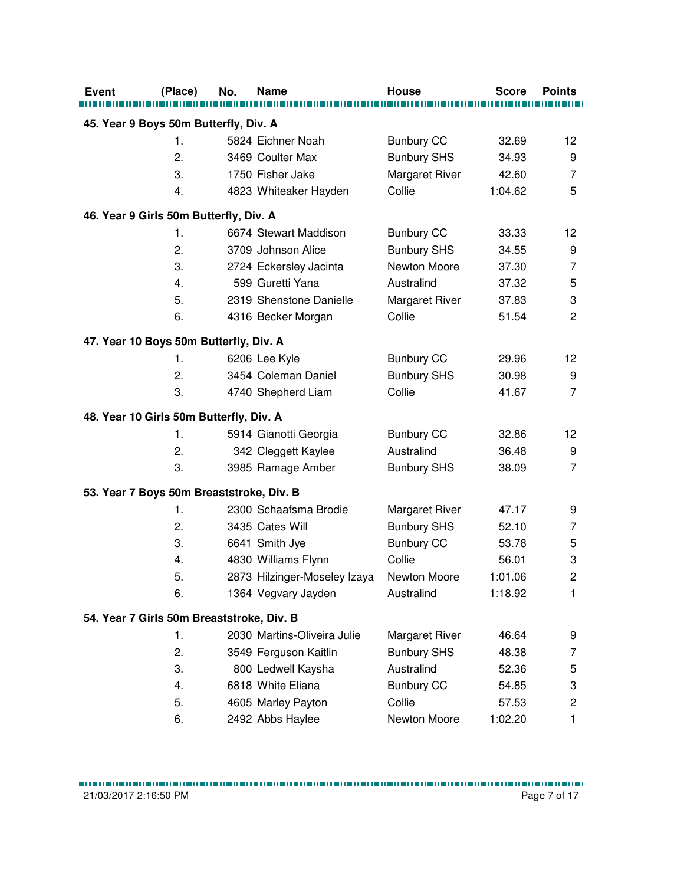| Event | (Place) | No. | Name | House | Score | Points |
|---|---|---|---|---|---|---|
| **45. Year 9 Boys 50m Butterfly, Div. A** | | | | | | |
| | 1. | 5824 | Eichner Noah | Bunbury CC | 32.69 | 12 |
| | 2. | 3469 | Coulter Max | Bunbury SHS | 34.93 | 9 |
| | 3. | 1750 | Fisher Jake | Margaret River | 42.60 | 7 |
| | 4. | 4823 | Whiteaker Hayden | Collie | 1:04.62 | 5 |
| **46. Year 9 Girls 50m Butterfly, Div. A** | | | | | | |
| | 1. | 6674 | Stewart Maddison | Bunbury CC | 33.33 | 12 |
| | 2. | 3709 | Johnson Alice | Bunbury SHS | 34.55 | 9 |
| | 3. | 2724 | Eckersley Jacinta | Newton Moore | 37.30 | 7 |
| | 4. | 599 | Guretti Yana | Australind | 37.32 | 5 |
| | 5. | 2319 | Shenstone Danielle | Margaret River | 37.83 | 3 |
| | 6. | 4316 | Becker Morgan | Collie | 51.54 | 2 |
| **47. Year 10 Boys 50m Butterfly, Div. A** | | | | | | |
| | 1. | 6206 | Lee Kyle | Bunbury CC | 29.96 | 12 |
| | 2. | 3454 | Coleman Daniel | Bunbury SHS | 30.98 | 9 |
| | 3. | 4740 | Shepherd Liam | Collie | 41.67 | 7 |
| **48. Year 10 Girls 50m Butterfly, Div. A** | | | | | | |
| | 1. | 5914 | Gianotti Georgia | Bunbury CC | 32.86 | 12 |
| | 2. | 342 | Cleggett Kaylee | Australind | 36.48 | 9 |
| | 3. | 3985 | Ramage Amber | Bunbury SHS | 38.09 | 7 |
| **53. Year 7 Boys 50m Breaststroke, Div. B** | | | | | | |
| | 1. | 2300 | Schaafsma Brodie | Margaret River | 47.17 | 9 |
| | 2. | 3435 | Cates Will | Bunbury SHS | 52.10 | 7 |
| | 3. | 6641 | Smith Jye | Bunbury CC | 53.78 | 5 |
| | 4. | 4830 | Williams Flynn | Collie | 56.01 | 3 |
| | 5. | 2873 | Hilzinger-Moseley Izaya | Newton Moore | 1:01.06 | 2 |
| | 6. | 1364 | Vegvary Jayden | Australind | 1:18.92 | 1 |
| **54. Year 7 Girls 50m Breaststroke, Div. B** | | | | | | |
| | 1. | 2030 | Martins-Oliveira Julie | Margaret River | 46.64 | 9 |
| | 2. | 3549 | Ferguson Kaitlin | Bunbury SHS | 48.38 | 7 |
| | 3. | 800 | Ledwell Kaysha | Australind | 52.36 | 5 |
| | 4. | 6818 | White Eliana | Bunbury CC | 54.85 | 3 |
| | 5. | 4605 | Marley Payton | Collie | 57.53 | 2 |
| | 6. | 2492 | Abbs Haylee | Newton Moore | 1:02.20 | 1 |

21/03/2017 2:16:50 PM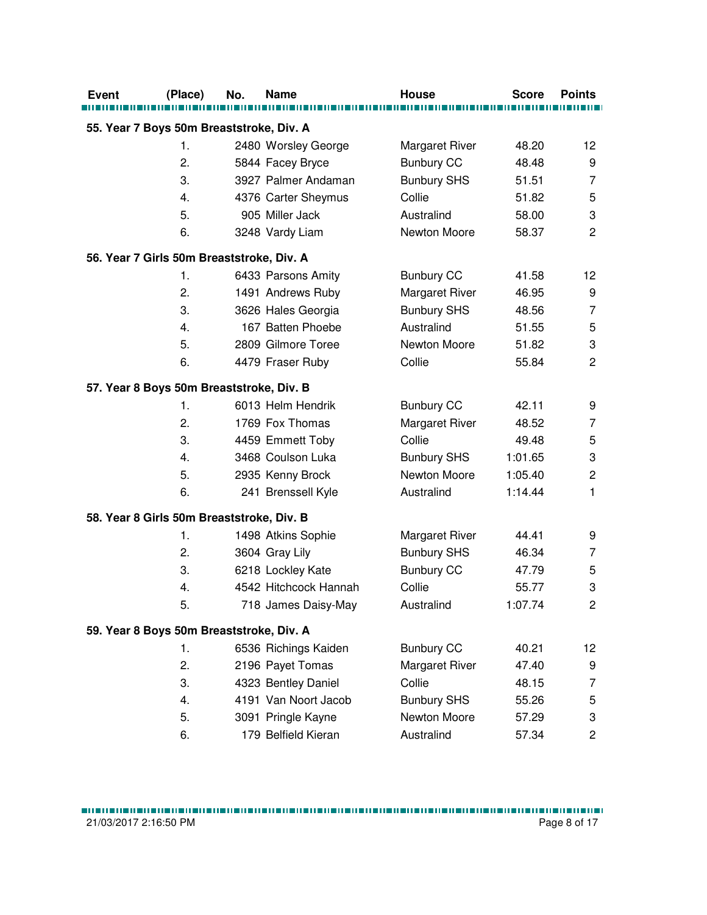| Event | (Place) | No. | Name | House | Score | Points |
|---|---|---|---|---|---|---|
| **55. Year 7 Boys 50m Breaststroke, Div. A** | | | | | | |
| | 1. | 2480 | Worsley George | Margaret River | 48.20 | 12 |
| | 2. | 5844 | Facey Bryce | Bunbury CC | 48.48 | 9 |
| | 3. | 3927 | Palmer Andaman | Bunbury SHS | 51.51 | 7 |
| | 4. | 4376 | Carter Sheymus | Collie | 51.82 | 5 |
| | 5. | 905 | Miller Jack | Australind | 58.00 | 3 |
| | 6. | 3248 | Vardy Liam | Newton Moore | 58.37 | 2 |
| **56. Year 7 Girls 50m Breaststroke, Div. A** | | | | | | |
| | 1. | 6433 | Parsons Amity | Bunbury CC | 41.58 | 12 |
| | 2. | 1491 | Andrews Ruby | Margaret River | 46.95 | 9 |
| | 3. | 3626 | Hales Georgia | Bunbury SHS | 48.56 | 7 |
| | 4. | 167 | Batten Phoebe | Australind | 51.55 | 5 |
| | 5. | 2809 | Gilmore Toree | Newton Moore | 51.82 | 3 |
| | 6. | 4479 | Fraser Ruby | Collie | 55.84 | 2 |
| **57. Year 8 Boys 50m Breaststroke, Div. B** | | | | | | |
| | 1. | 6013 | Helm Hendrik | Bunbury CC | 42.11 | 9 |
| | 2. | 1769 | Fox Thomas | Margaret River | 48.52 | 7 |
| | 3. | 4459 | Emmett Toby | Collie | 49.48 | 5 |
| | 4. | 3468 | Coulson Luka | Bunbury SHS | 1:01.65 | 3 |
| | 5. | 2935 | Kenny Brock | Newton Moore | 1:05.40 | 2 |
| | 6. | 241 | Brenssell Kyle | Australind | 1:14.44 | 1 |
| **58. Year 8 Girls 50m Breaststroke, Div. B** | | | | | | |
| | 1. | 1498 | Atkins Sophie | Margaret River | 44.41 | 9 |
| | 2. | 3604 | Gray Lily | Bunbury SHS | 46.34 | 7 |
| | 3. | 6218 | Lockley Kate | Bunbury CC | 47.79 | 5 |
| | 4. | 4542 | Hitchcock Hannah | Collie | 55.77 | 3 |
| | 5. | 718 | James Daisy-May | Australind | 1:07.74 | 2 |
| **59. Year 8 Boys 50m Breaststroke, Div. A** | | | | | | |
| | 1. | 6536 | Richings Kaiden | Bunbury CC | 40.21 | 12 |
| | 2. | 2196 | Payet Tomas | Margaret River | 47.40 | 9 |
| | 3. | 4323 | Bentley Daniel | Collie | 48.15 | 7 |
| | 4. | 4191 | Van Noort Jacob | Bunbury SHS | 55.26 | 5 |
| | 5. | 3091 | Pringle Kayne | Newton Moore | 57.29 | 3 |
| | 6. | 179 | Belfield Kieran | Australind | 57.34 | 2 |

21/03/2017 2:16:50 PM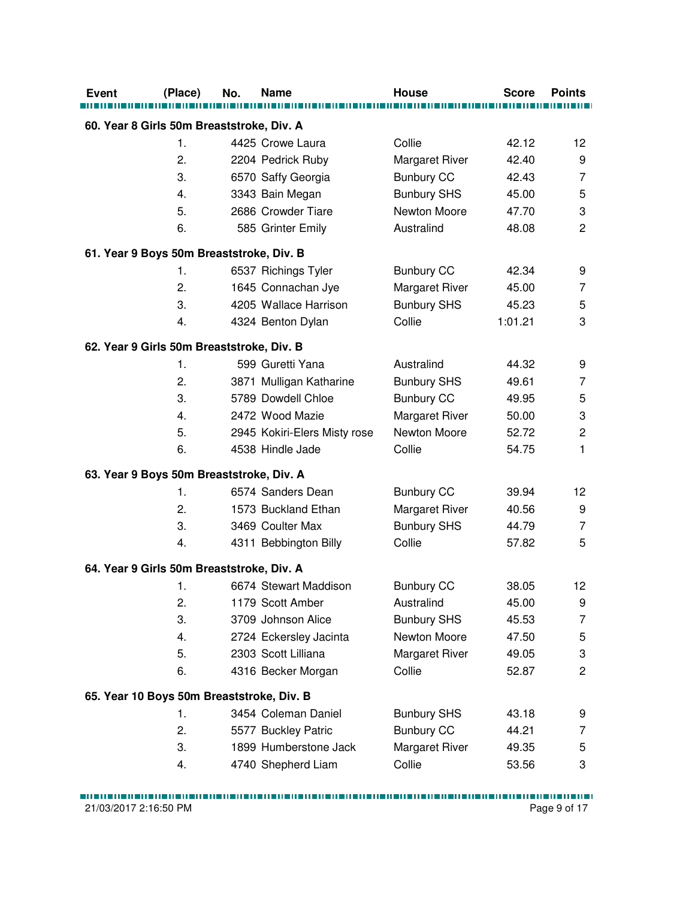| Event | (Place) | No. | Name | House | Score | Points |
|---|---|---|---|---|---|---|
| **60. Year 8 Girls 50m Breaststroke, Div. A** | | | | | | |
| | 1. | 4425 | Crowe Laura | Collie | 42.12 | 12 |
| | 2. | 2204 | Pedrick Ruby | Margaret River | 42.40 | 9 |
| | 3. | 6570 | Saffy Georgia | Bunbury CC | 42.43 | 7 |
| | 4. | 3343 | Bain Megan | Bunbury SHS | 45.00 | 5 |
| | 5. | 2686 | Crowder Tiare | Newton Moore | 47.70 | 3 |
| | 6. | 585 | Grinter Emily | Australind | 48.08 | 2 |
| **61. Year 9 Boys 50m Breaststroke, Div. B** | | | | | | |
| | 1. | 6537 | Richings Tyler | Bunbury CC | 42.34 | 9 |
| | 2. | 1645 | Connachan Jye | Margaret River | 45.00 | 7 |
| | 3. | 4205 | Wallace Harrison | Bunbury SHS | 45.23 | 5 |
| | 4. | 4324 | Benton Dylan | Collie | 1:01.21 | 3 |
| **62. Year 9 Girls 50m Breaststroke, Div. B** | | | | | | |
| | 1. | 599 | Guretti Yana | Australind | 44.32 | 9 |
| | 2. | 3871 | Mulligan Katharine | Bunbury SHS | 49.61 | 7 |
| | 3. | 5789 | Dowdell Chloe | Bunbury CC | 49.95 | 5 |
| | 4. | 2472 | Wood Mazie | Margaret River | 50.00 | 3 |
| | 5. | 2945 | Kokiri-Elers Misty rose | Newton Moore | 52.72 | 2 |
| | 6. | 4538 | Hindle Jade | Collie | 54.75 | 1 |
| **63. Year 9 Boys 50m Breaststroke, Div. A** | | | | | | |
| | 1. | 6574 | Sanders Dean | Bunbury CC | 39.94 | 12 |
| | 2. | 1573 | Buckland Ethan | Margaret River | 40.56 | 9 |
| | 3. | 3469 | Coulter Max | Bunbury SHS | 44.79 | 7 |
| | 4. | 4311 | Bebbington Billy | Collie | 57.82 | 5 |
| **64. Year 9 Girls 50m Breaststroke, Div. A** | | | | | | |
| | 1. | 6674 | Stewart Maddison | Bunbury CC | 38.05 | 12 |
| | 2. | 1179 | Scott Amber | Australind | 45.00 | 9 |
| | 3. | 3709 | Johnson Alice | Bunbury SHS | 45.53 | 7 |
| | 4. | 2724 | Eckersley Jacinta | Newton Moore | 47.50 | 5 |
| | 5. | 2303 | Scott Lilliana | Margaret River | 49.05 | 3 |
| | 6. | 4316 | Becker Morgan | Collie | 52.87 | 2 |
| **65. Year 10 Boys 50m Breaststroke, Div. B** | | | | | | |
| | 1. | 3454 | Coleman Daniel | Bunbury SHS | 43.18 | 9 |
| | 2. | 5577 | Buckley Patric | Bunbury CC | 44.21 | 7 |
| | 3. | 1899 | Humberstone Jack | Margaret River | 49.35 | 5 |
| | 4. | 4740 | Shepherd Liam | Collie | 53.56 | 3 |

21/03/2017 2:16:50 PM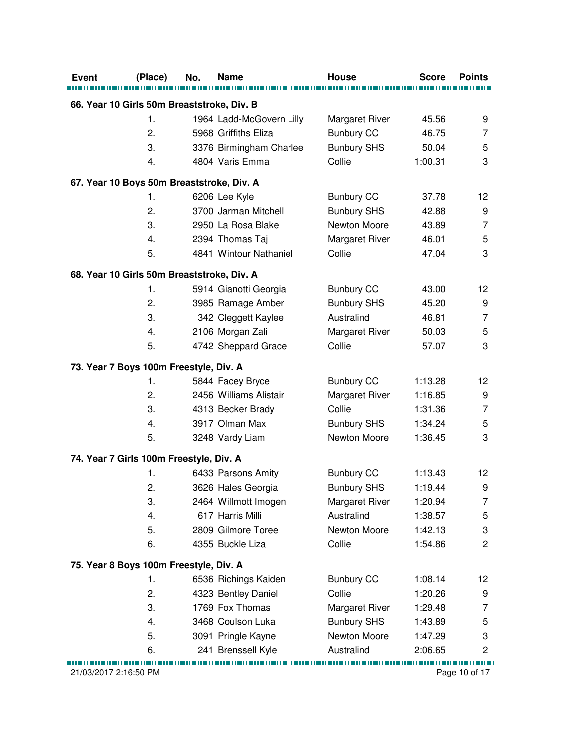| Event | (Place) | No. | Name | House | Score | Points |
|---|---|---|---|---|---|---|
| **66. Year 10 Girls 50m Breaststroke, Div. B** | | | | | | |
| | 1. | 1964 | Ladd-McGovern Lilly | Margaret River | 45.56 | 9 |
| | 2. | 5968 | Griffiths Eliza | Bunbury CC | 46.75 | 7 |
| | 3. | 3376 | Birmingham Charlee | Bunbury SHS | 50.04 | 5 |
| | 4. | 4804 | Varis Emma | Collie | 1:00.31 | 3 |
| **67. Year 10 Boys 50m Breaststroke, Div. A** | | | | | | |
| | 1. | 6206 | Lee Kyle | Bunbury CC | 37.78 | 12 |
| | 2. | 3700 | Jarman Mitchell | Bunbury SHS | 42.88 | 9 |
| | 3. | 2950 | La Rosa Blake | Newton Moore | 43.89 | 7 |
| | 4. | 2394 | Thomas Taj | Margaret River | 46.01 | 5 |
| | 5. | 4841 | Wintour Nathaniel | Collie | 47.04 | 3 |
| **68. Year 10 Girls 50m Breaststroke, Div. A** | | | | | | |
| | 1. | 5914 | Gianotti Georgia | Bunbury CC | 43.00 | 12 |
| | 2. | 3985 | Ramage Amber | Bunbury SHS | 45.20 | 9 |
| | 3. | 342 | Cleggett Kaylee | Australind | 46.81 | 7 |
| | 4. | 2106 | Morgan Zali | Margaret River | 50.03 | 5 |
| | 5. | 4742 | Sheppard Grace | Collie | 57.07 | 3 |
| **73. Year 7 Boys 100m Freestyle, Div. A** | | | | | | |
| | 1. | 5844 | Facey Bryce | Bunbury CC | 1:13.28 | 12 |
| | 2. | 2456 | Williams Alistair | Margaret River | 1:16.85 | 9 |
| | 3. | 4313 | Becker Brady | Collie | 1:31.36 | 7 |
| | 4. | 3917 | Olman Max | Bunbury SHS | 1:34.24 | 5 |
| | 5. | 3248 | Vardy Liam | Newton Moore | 1:36.45 | 3 |
| **74. Year 7 Girls 100m Freestyle, Div. A** | | | | | | |
| | 1. | 6433 | Parsons Amity | Bunbury CC | 1:13.43 | 12 |
| | 2. | 3626 | Hales Georgia | Bunbury SHS | 1:19.44 | 9 |
| | 3. | 2464 | Willmott Imogen | Margaret River | 1:20.94 | 7 |
| | 4. | 617 | Harris Milli | Australind | 1:38.57 | 5 |
| | 5. | 2809 | Gilmore Toree | Newton Moore | 1:42.13 | 3 |
| | 6. | 4355 | Buckle Liza | Collie | 1:54.86 | 2 |
| **75. Year 8 Boys 100m Freestyle, Div. A** | | | | | | |
| | 1. | 6536 | Richings Kaiden | Bunbury CC | 1:08.14 | 12 |
| | 2. | 4323 | Bentley Daniel | Collie | 1:20.26 | 9 |
| | 3. | 1769 | Fox Thomas | Margaret River | 1:29.48 | 7 |
| | 4. | 3468 | Coulson Luka | Bunbury SHS | 1:43.89 | 5 |
| | 5. | 3091 | Pringle Kayne | Newton Moore | 1:47.29 | 3 |
| | 6. | 241 | Brenssell Kyle | Australind | 2:06.65 | 2 |

21/03/2017 2:16:50 PM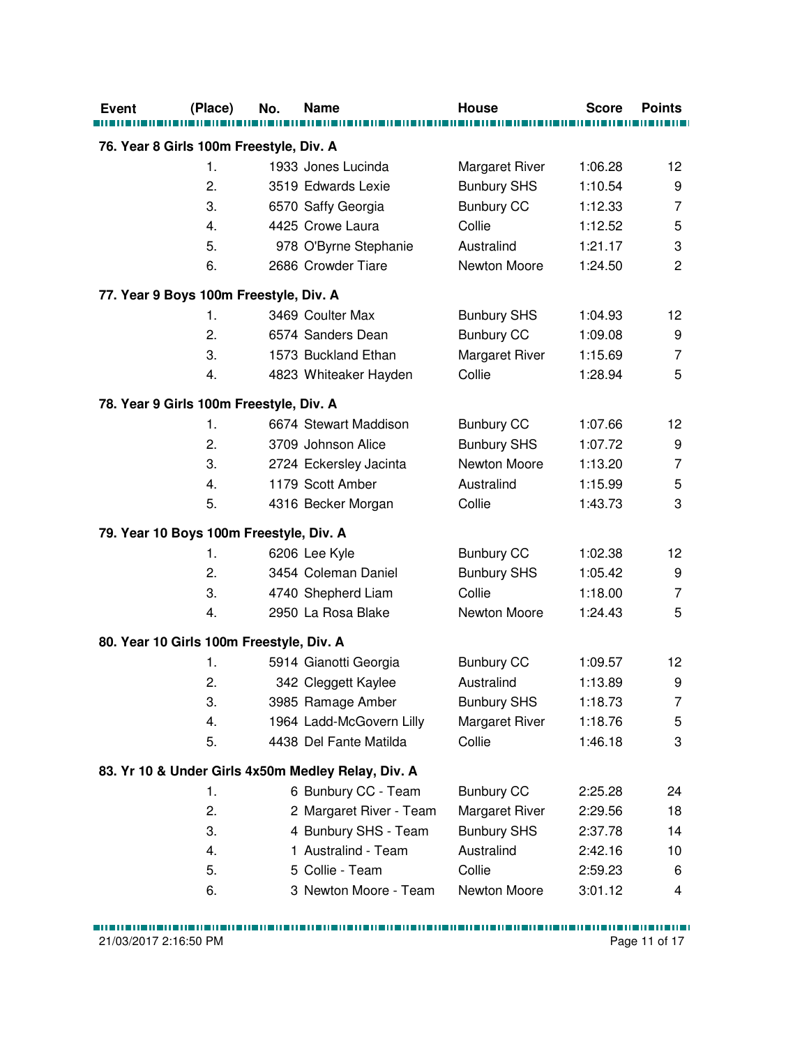| Event | (Place) | No. | Name | House | Score | Points |
|---|---|---|---|---|---|---|
| **76. Year 8 Girls 100m Freestyle, Div. A** | | | | | | |
| | 1. | 1933 | Jones Lucinda | Margaret River | 1:06.28 | 12 |
| | 2. | 3519 | Edwards Lexie | Bunbury SHS | 1:10.54 | 9 |
| | 3. | 6570 | Saffy Georgia | Bunbury CC | 1:12.33 | 7 |
| | 4. | 4425 | Crowe Laura | Collie | 1:12.52 | 5 |
| | 5. | 978 | O'Byrne Stephanie | Australind | 1:21.17 | 3 |
| | 6. | 2686 | Crowder Tiare | Newton Moore | 1:24.50 | 2 |
| **77. Year 9 Boys 100m Freestyle, Div. A** | | | | | | |
| | 1. | 3469 | Coulter Max | Bunbury SHS | 1:04.93 | 12 |
| | 2. | 6574 | Sanders Dean | Bunbury CC | 1:09.08 | 9 |
| | 3. | 1573 | Buckland Ethan | Margaret River | 1:15.69 | 7 |
| | 4. | 4823 | Whiteaker Hayden | Collie | 1:28.94 | 5 |
| **78. Year 9 Girls 100m Freestyle, Div. A** | | | | | | |
| | 1. | 6674 | Stewart Maddison | Bunbury CC | 1:07.66 | 12 |
| | 2. | 3709 | Johnson Alice | Bunbury SHS | 1:07.72 | 9 |
| | 3. | 2724 | Eckersley Jacinta | Newton Moore | 1:13.20 | 7 |
| | 4. | 1179 | Scott Amber | Australind | 1:15.99 | 5 |
| | 5. | 4316 | Becker Morgan | Collie | 1:43.73 | 3 |
| **79. Year 10 Boys 100m Freestyle, Div. A** | | | | | | |
| | 1. | 6206 | Lee Kyle | Bunbury CC | 1:02.38 | 12 |
| | 2. | 3454 | Coleman Daniel | Bunbury SHS | 1:05.42 | 9 |
| | 3. | 4740 | Shepherd Liam | Collie | 1:18.00 | 7 |
| | 4. | 2950 | La Rosa Blake | Newton Moore | 1:24.43 | 5 |
| **80. Year 10 Girls 100m Freestyle, Div. A** | | | | | | |
| | 1. | 5914 | Gianotti Georgia | Bunbury CC | 1:09.57 | 12 |
| | 2. | 342 | Cleggett Kaylee | Australind | 1:13.89 | 9 |
| | 3. | 3985 | Ramage Amber | Bunbury SHS | 1:18.73 | 7 |
| | 4. | 1964 | Ladd-McGovern Lilly | Margaret River | 1:18.76 | 5 |
| | 5. | 4438 | Del Fante Matilda | Collie | 1:46.18 | 3 |
| **83. Yr 10 & Under Girls 4x50m Medley Relay, Div. A** | | | | | | |
| | 1. | 6 | Bunbury CC - Team | Bunbury CC | 2:25.28 | 24 |
| | 2. | 2 | Margaret River - Team | Margaret River | 2:29.56 | 18 |
| | 3. | 4 | Bunbury SHS - Team | Bunbury SHS | 2:37.78 | 14 |
| | 4. | 1 | Australind - Team | Australind | 2:42.16 | 10 |
| | 5. | 5 | Collie - Team | Collie | 2:59.23 | 6 |
| | 6. | 3 | Newton Moore - Team | Newton Moore | 3:01.12 | 4 |

21/03/2017 2:16:50 PM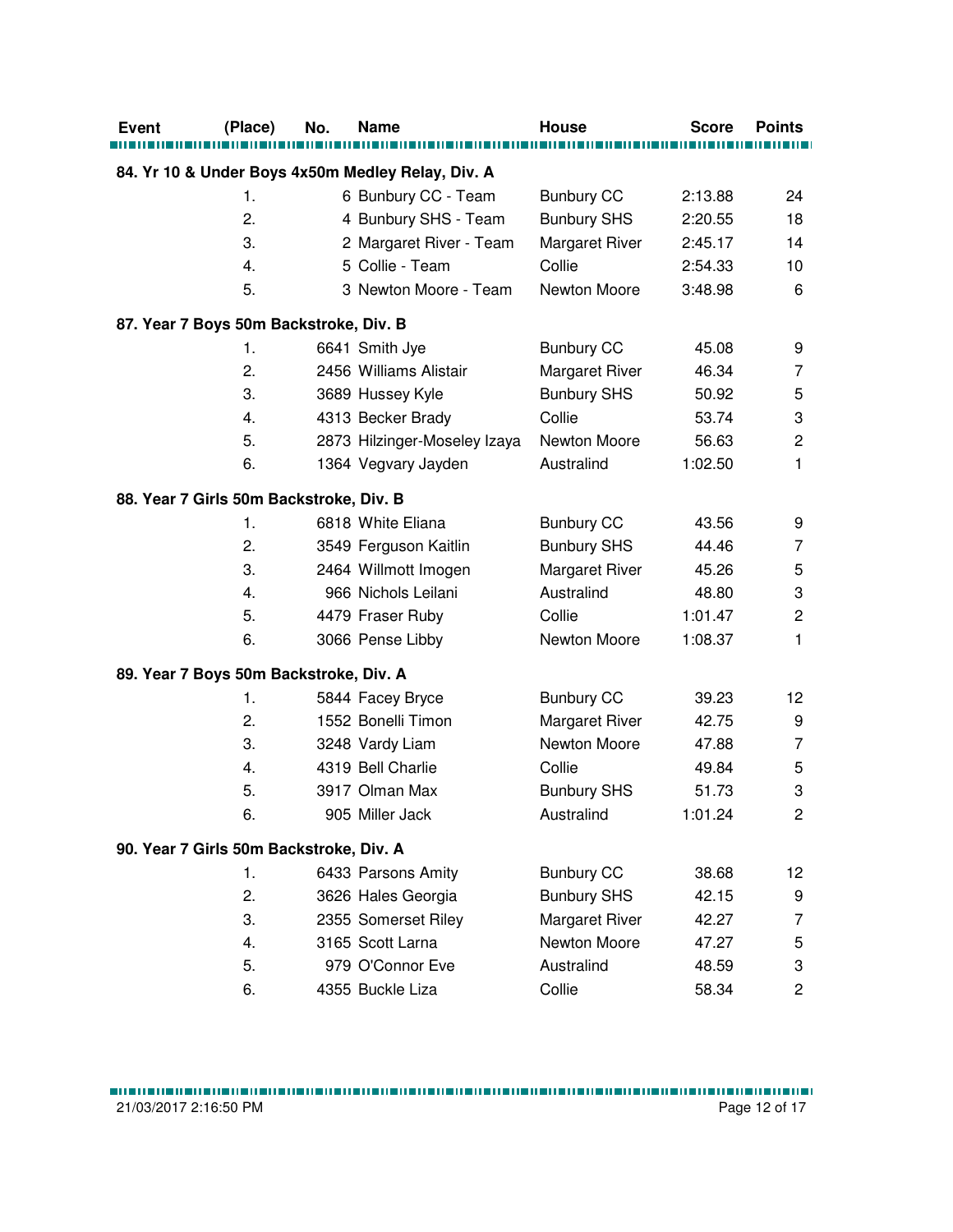| Event | (Place) | No. | Name | House | Score | Points |
|---|---|---|---|---|---|---|
| **84. Yr 10 & Under Boys 4x50m Medley Relay, Div. A** | | | | | | |
| | 1. | 6 | Bunbury CC - Team | Bunbury CC | 2:13.88 | 24 |
| | 2. | 4 | Bunbury SHS - Team | Bunbury SHS | 2:20.55 | 18 |
| | 3. | 2 | Margaret River - Team | Margaret River | 2:45.17 | 14 |
| | 4. | 5 | Collie - Team | Collie | 2:54.33 | 10 |
| | 5. | 3 | Newton Moore - Team | Newton Moore | 3:48.98 | 6 |
| **87. Year 7 Boys 50m Backstroke, Div. B** | | | | | | |
| | 1. | 6641 | Smith Jye | Bunbury CC | 45.08 | 9 |
| | 2. | 2456 | Williams Alistair | Margaret River | 46.34 | 7 |
| | 3. | 3689 | Hussey Kyle | Bunbury SHS | 50.92 | 5 |
| | 4. | 4313 | Becker Brady | Collie | 53.74 | 3 |
| | 5. | 2873 | Hilzinger-Moseley Izaya | Newton Moore | 56.63 | 2 |
| | 6. | 1364 | Vegvary Jayden | Australind | 1:02.50 | 1 |
| **88. Year 7 Girls 50m Backstroke, Div. B** | | | | | | |
| | 1. | 6818 | White Eliana | Bunbury CC | 43.56 | 9 |
| | 2. | 3549 | Ferguson Kaitlin | Bunbury SHS | 44.46 | 7 |
| | 3. | 2464 | Willmott Imogen | Margaret River | 45.26 | 5 |
| | 4. | 966 | Nichols Leilani | Australind | 48.80 | 3 |
| | 5. | 4479 | Fraser Ruby | Collie | 1:01.47 | 2 |
| | 6. | 3066 | Pense Libby | Newton Moore | 1:08.37 | 1 |
| **89. Year 7 Boys 50m Backstroke, Div. A** | | | | | | |
| | 1. | 5844 | Facey Bryce | Bunbury CC | 39.23 | 12 |
| | 2. | 1552 | Bonelli Timon | Margaret River | 42.75 | 9 |
| | 3. | 3248 | Vardy Liam | Newton Moore | 47.88 | 7 |
| | 4. | 4319 | Bell Charlie | Collie | 49.84 | 5 |
| | 5. | 3917 | Olman Max | Bunbury SHS | 51.73 | 3 |
| | 6. | 905 | Miller Jack | Australind | 1:01.24 | 2 |
| **90. Year 7 Girls 50m Backstroke, Div. A** | | | | | | |
| | 1. | 6433 | Parsons Amity | Bunbury CC | 38.68 | 12 |
| | 2. | 3626 | Hales Georgia | Bunbury SHS | 42.15 | 9 |
| | 3. | 2355 | Somerset Riley | Margaret River | 42.27 | 7 |
| | 4. | 3165 | Scott Larna | Newton Moore | 47.27 | 5 |
| | 5. | 979 | O'Connor Eve | Australind | 48.59 | 3 |
| | 6. | 4355 | Buckle Liza | Collie | 58.34 | 2 |

21/03/2017 2:16:50 PM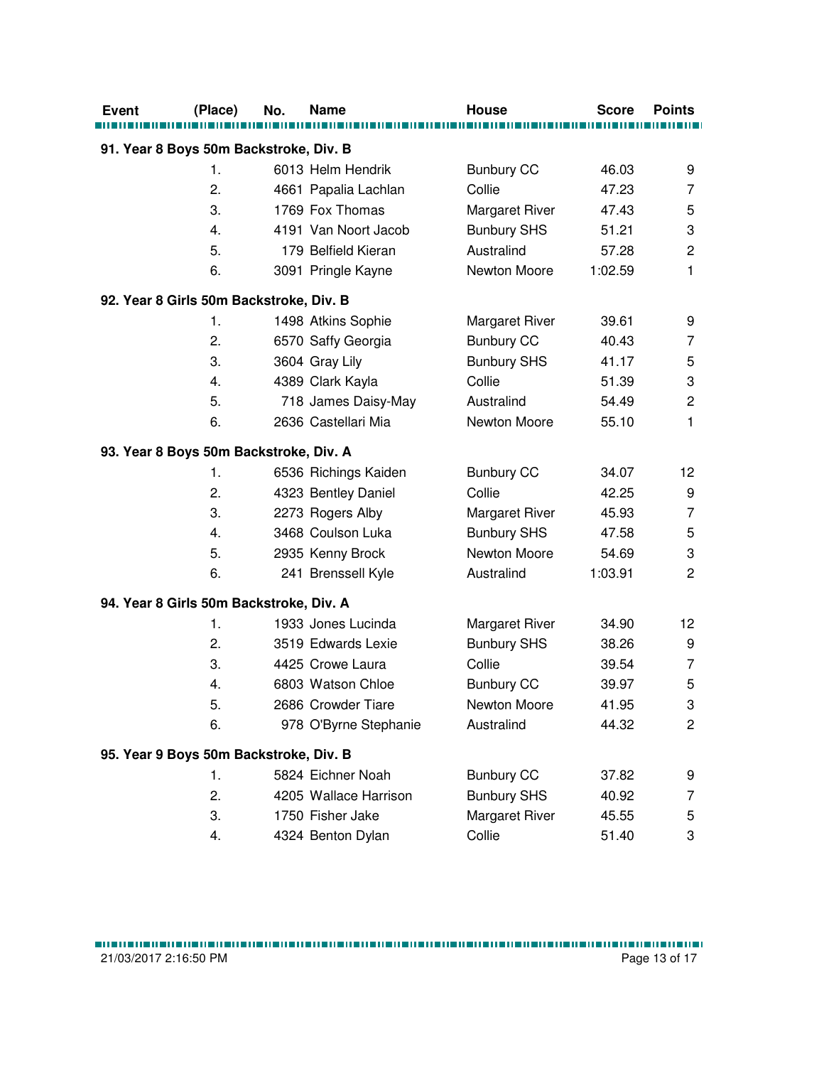| Event | (Place) | No. | Name | House | Score | Points |
|---|---|---|---|---|---|---|
| **91. Year 8 Boys 50m Backstroke, Div. B** | | | | | | |
| | 1. | 6013 | Helm Hendrik | Bunbury CC | 46.03 | 9 |
| | 2. | 4661 | Papalia Lachlan | Collie | 47.23 | 7 |
| | 3. | 1769 | Fox Thomas | Margaret River | 47.43 | 5 |
| | 4. | 4191 | Van Noort Jacob | Bunbury SHS | 51.21 | 3 |
| | 5. | 179 | Belfield Kieran | Australind | 57.28 | 2 |
| | 6. | 3091 | Pringle Kayne | Newton Moore | 1:02.59 | 1 |
| **92. Year 8 Girls 50m Backstroke, Div. B** | | | | | | |
| | 1. | 1498 | Atkins Sophie | Margaret River | 39.61 | 9 |
| | 2. | 6570 | Saffy Georgia | Bunbury CC | 40.43 | 7 |
| | 3. | 3604 | Gray Lily | Bunbury SHS | 41.17 | 5 |
| | 4. | 4389 | Clark Kayla | Collie | 51.39 | 3 |
| | 5. | 718 | James Daisy-May | Australind | 54.49 | 2 |
| | 6. | 2636 | Castellari Mia | Newton Moore | 55.10 | 1 |
| **93. Year 8 Boys 50m Backstroke, Div. A** | | | | | | |
| | 1. | 6536 | Richings Kaiden | Bunbury CC | 34.07 | 12 |
| | 2. | 4323 | Bentley Daniel | Collie | 42.25 | 9 |
| | 3. | 2273 | Rogers Alby | Margaret River | 45.93 | 7 |
| | 4. | 3468 | Coulson Luka | Bunbury SHS | 47.58 | 5 |
| | 5. | 2935 | Kenny Brock | Newton Moore | 54.69 | 3 |
| | 6. | 241 | Brenssell Kyle | Australind | 1:03.91 | 2 |
| **94. Year 8 Girls 50m Backstroke, Div. A** | | | | | | |
| | 1. | 1933 | Jones Lucinda | Margaret River | 34.90 | 12 |
| | 2. | 3519 | Edwards Lexie | Bunbury SHS | 38.26 | 9 |
| | 3. | 4425 | Crowe Laura | Collie | 39.54 | 7 |
| | 4. | 6803 | Watson Chloe | Bunbury CC | 39.97 | 5 |
| | 5. | 2686 | Crowder Tiare | Newton Moore | 41.95 | 3 |
| | 6. | 978 | O'Byrne Stephanie | Australind | 44.32 | 2 |
| **95. Year 9 Boys 50m Backstroke, Div. B** | | | | | | |
| | 1. | 5824 | Eichner Noah | Bunbury CC | 37.82 | 9 |
| | 2. | 4205 | Wallace Harrison | Bunbury SHS | 40.92 | 7 |
| | 3. | 1750 | Fisher Jake | Margaret River | 45.55 | 5 |
| | 4. | 4324 | Benton Dylan | Collie | 51.40 | 3 |

21/03/2017 2:16:50 PM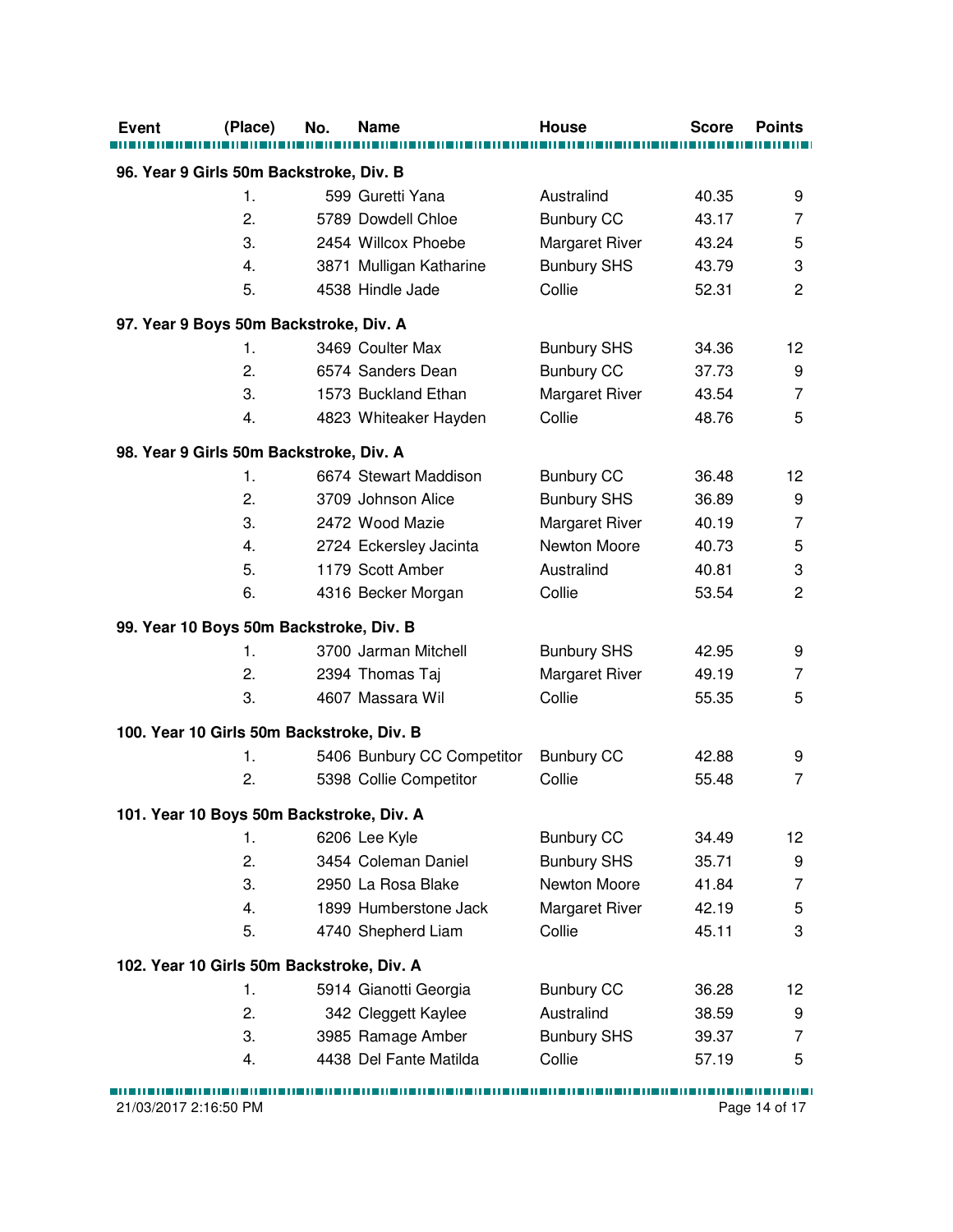| Event | (Place) | No. | Name | House | Score | Points |
|---|---|---|---|---|---|---|
| **96. Year 9 Girls 50m Backstroke, Div. B** | | | | | | |
| | 1. | 599 | Guretti Yana | Australind | 40.35 | 9 |
| | 2. | 5789 | Dowdell Chloe | Bunbury CC | 43.17 | 7 |
| | 3. | 2454 | Willcox Phoebe | Margaret River | 43.24 | 5 |
| | 4. | 3871 | Mulligan Katharine | Bunbury SHS | 43.79 | 3 |
| | 5. | 4538 | Hindle Jade | Collie | 52.31 | 2 |
| **97. Year 9 Boys 50m Backstroke, Div. A** | | | | | | |
| | 1. | 3469 | Coulter Max | Bunbury SHS | 34.36 | 12 |
| | 2. | 6574 | Sanders Dean | Bunbury CC | 37.73 | 9 |
| | 3. | 1573 | Buckland Ethan | Margaret River | 43.54 | 7 |
| | 4. | 4823 | Whiteaker Hayden | Collie | 48.76 | 5 |
| **98. Year 9 Girls 50m Backstroke, Div. A** | | | | | | |
| | 1. | 6674 | Stewart Maddison | Bunbury CC | 36.48 | 12 |
| | 2. | 3709 | Johnson Alice | Bunbury SHS | 36.89 | 9 |
| | 3. | 2472 | Wood Mazie | Margaret River | 40.19 | 7 |
| | 4. | 2724 | Eckersley Jacinta | Newton Moore | 40.73 | 5 |
| | 5. | 1179 | Scott Amber | Australind | 40.81 | 3 |
| | 6. | 4316 | Becker Morgan | Collie | 53.54 | 2 |
| **99. Year 10 Boys 50m Backstroke, Div. B** | | | | | | |
| | 1. | 3700 | Jarman Mitchell | Bunbury SHS | 42.95 | 9 |
| | 2. | 2394 | Thomas Taj | Margaret River | 49.19 | 7 |
| | 3. | 4607 | Massara Wil | Collie | 55.35 | 5 |
| **100. Year 10 Girls 50m Backstroke, Div. B** | | | | | | |
| | 1. | 5406 | Bunbury CC Competitor | Bunbury CC | 42.88 | 9 |
| | 2. | 5398 | Collie Competitor | Collie | 55.48 | 7 |
| **101. Year 10 Boys 50m Backstroke, Div. A** | | | | | | |
| | 1. | 6206 | Lee Kyle | Bunbury CC | 34.49 | 12 |
| | 2. | 3454 | Coleman Daniel | Bunbury SHS | 35.71 | 9 |
| | 3. | 2950 | La Rosa Blake | Newton Moore | 41.84 | 7 |
| | 4. | 1899 | Humberstone Jack | Margaret River | 42.19 | 5 |
| | 5. | 4740 | Shepherd Liam | Collie | 45.11 | 3 |
| **102. Year 10 Girls 50m Backstroke, Div. A** | | | | | | |
| | 1. | 5914 | Gianotti Georgia | Bunbury CC | 36.28 | 12 |
| | 2. | 342 | Cleggett Kaylee | Australind | 38.59 | 9 |
| | 3. | 3985 | Ramage Amber | Bunbury SHS | 39.37 | 7 |
| | 4. | 4438 | Del Fante Matilda | Collie | 57.19 | 5 |

21/03/2017 2:16:50 PM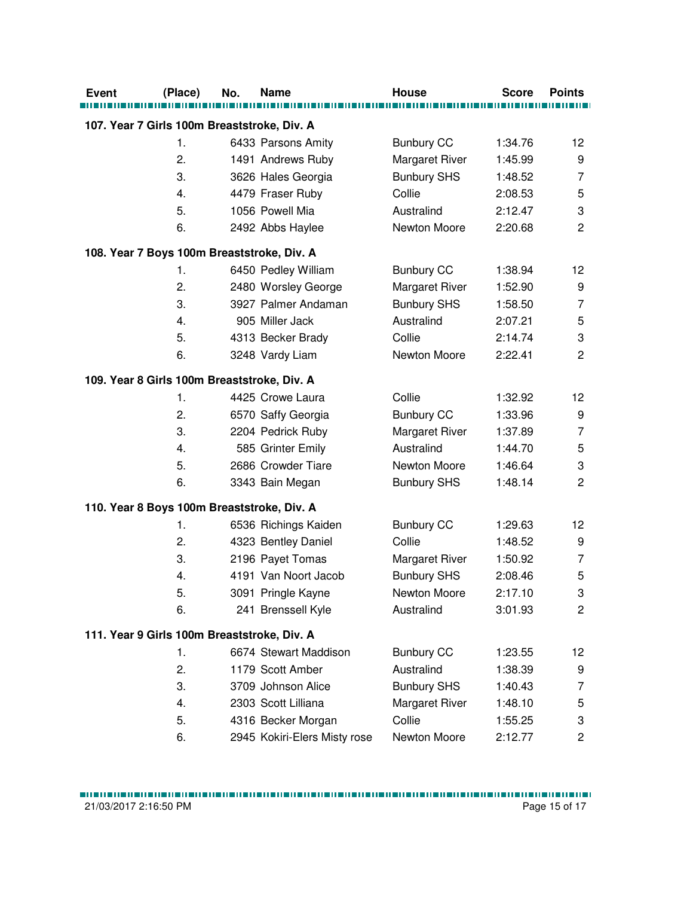| Event | (Place) | No. | Name | House | Score | Points |
|---|---|---|---|---|---|---|
| **107. Year 7 Girls 100m Breaststroke, Div. A** | | | | | | |
| | 1. | 6433 | Parsons Amity | Bunbury CC | 1:34.76 | 12 |
| | 2. | 1491 | Andrews Ruby | Margaret River | 1:45.99 | 9 |
| | 3. | 3626 | Hales Georgia | Bunbury SHS | 1:48.52 | 7 |
| | 4. | 4479 | Fraser Ruby | Collie | 2:08.53 | 5 |
| | 5. | 1056 | Powell Mia | Australind | 2:12.47 | 3 |
| | 6. | 2492 | Abbs Haylee | Newton Moore | 2:20.68 | 2 |
| **108. Year 7 Boys 100m Breaststroke, Div. A** | | | | | | |
| | 1. | 6450 | Pedley William | Bunbury CC | 1:38.94 | 12 |
| | 2. | 2480 | Worsley George | Margaret River | 1:52.90 | 9 |
| | 3. | 3927 | Palmer Andaman | Bunbury SHS | 1:58.50 | 7 |
| | 4. | 905 | Miller Jack | Australind | 2:07.21 | 5 |
| | 5. | 4313 | Becker Brady | Collie | 2:14.74 | 3 |
| | 6. | 3248 | Vardy Liam | Newton Moore | 2:22.41 | 2 |
| **109. Year 8 Girls 100m Breaststroke, Div. A** | | | | | | |
| | 1. | 4425 | Crowe Laura | Collie | 1:32.92 | 12 |
| | 2. | 6570 | Saffy Georgia | Bunbury CC | 1:33.96 | 9 |
| | 3. | 2204 | Pedrick Ruby | Margaret River | 1:37.89 | 7 |
| | 4. | 585 | Grinter Emily | Australind | 1:44.70 | 5 |
| | 5. | 2686 | Crowder Tiare | Newton Moore | 1:46.64 | 3 |
| | 6. | 3343 | Bain Megan | Bunbury SHS | 1:48.14 | 2 |
| **110. Year 8 Boys 100m Breaststroke, Div. A** | | | | | | |
| | 1. | 6536 | Richings Kaiden | Bunbury CC | 1:29.63 | 12 |
| | 2. | 4323 | Bentley Daniel | Collie | 1:48.52 | 9 |
| | 3. | 2196 | Payet Tomas | Margaret River | 1:50.92 | 7 |
| | 4. | 4191 | Van Noort Jacob | Bunbury SHS | 2:08.46 | 5 |
| | 5. | 3091 | Pringle Kayne | Newton Moore | 2:17.10 | 3 |
| | 6. | 241 | Brenssell Kyle | Australind | 3:01.93 | 2 |
| **111. Year 9 Girls 100m Breaststroke, Div. A** | | | | | | |
| | 1. | 6674 | Stewart Maddison | Bunbury CC | 1:23.55 | 12 |
| | 2. | 1179 | Scott Amber | Australind | 1:38.39 | 9 |
| | 3. | 3709 | Johnson Alice | Bunbury SHS | 1:40.43 | 7 |
| | 4. | 2303 | Scott Lilliana | Margaret River | 1:48.10 | 5 |
| | 5. | 4316 | Becker Morgan | Collie | 1:55.25 | 3 |
| | 6. | 2945 | Kokiri-Elers Misty rose | Newton Moore | 2:12.77 | 2 |

21/03/2017 2:16:50 PM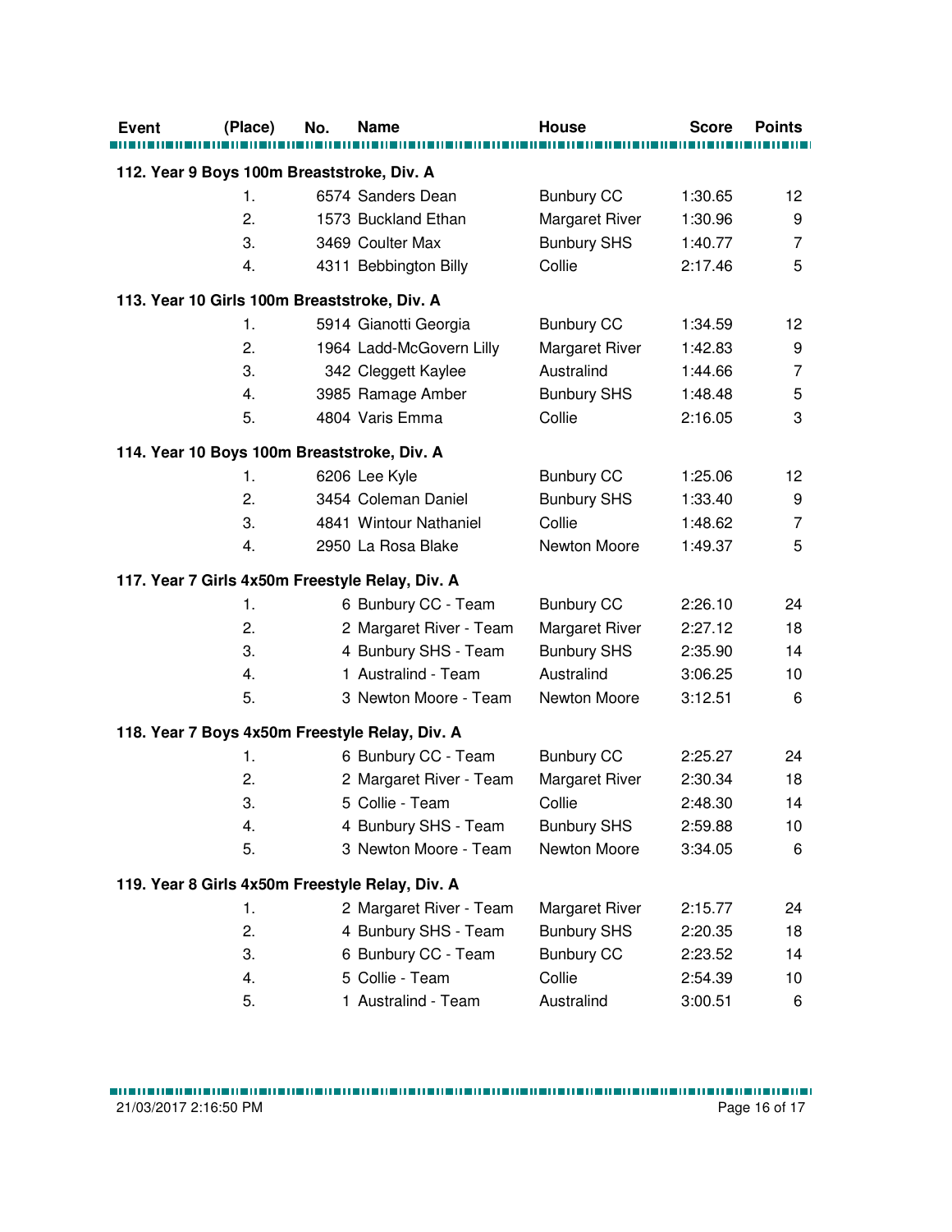| Event | (Place) | No. | Name | House | Score | Points |
|---|---|---|---|---|---|---|
| **112. Year 9 Boys 100m Breaststroke, Div. A** | | | | | | |
| | 1. | 6574 | Sanders Dean | Bunbury CC | 1:30.65 | 12 |
| | 2. | 1573 | Buckland Ethan | Margaret River | 1:30.96 | 9 |
| | 3. | 3469 | Coulter Max | Bunbury SHS | 1:40.77 | 7 |
| | 4. | 4311 | Bebbington Billy | Collie | 2:17.46 | 5 |
| **113. Year 10 Girls 100m Breaststroke, Div. A** | | | | | | |
| | 1. | 5914 | Gianotti Georgia | Bunbury CC | 1:34.59 | 12 |
| | 2. | 1964 | Ladd-McGovern Lilly | Margaret River | 1:42.83 | 9 |
| | 3. | 342 | Cleggett Kaylee | Australind | 1:44.66 | 7 |
| | 4. | 3985 | Ramage Amber | Bunbury SHS | 1:48.48 | 5 |
| | 5. | 4804 | Varis Emma | Collie | 2:16.05 | 3 |
| **114. Year 10 Boys 100m Breaststroke, Div. A** | | | | | | |
| | 1. | 6206 | Lee Kyle | Bunbury CC | 1:25.06 | 12 |
| | 2. | 3454 | Coleman Daniel | Bunbury SHS | 1:33.40 | 9 |
| | 3. | 4841 | Wintour Nathaniel | Collie | 1:48.62 | 7 |
| | 4. | 2950 | La Rosa Blake | Newton Moore | 1:49.37 | 5 |
| **117. Year 7 Girls 4x50m Freestyle Relay, Div. A** | | | | | | |
| | 1. | 6 | Bunbury CC - Team | Bunbury CC | 2:26.10 | 24 |
| | 2. | 2 | Margaret River - Team | Margaret River | 2:27.12 | 18 |
| | 3. | 4 | Bunbury SHS - Team | Bunbury SHS | 2:35.90 | 14 |
| | 4. | 1 | Australind - Team | Australind | 3:06.25 | 10 |
| | 5. | 3 | Newton Moore - Team | Newton Moore | 3:12.51 | 6 |
| **118. Year 7 Boys 4x50m Freestyle Relay, Div. A** | | | | | | |
| | 1. | 6 | Bunbury CC - Team | Bunbury CC | 2:25.27 | 24 |
| | 2. | 2 | Margaret River - Team | Margaret River | 2:30.34 | 18 |
| | 3. | 5 | Collie - Team | Collie | 2:48.30 | 14 |
| | 4. | 4 | Bunbury SHS - Team | Bunbury SHS | 2:59.88 | 10 |
| | 5. | 3 | Newton Moore - Team | Newton Moore | 3:34.05 | 6 |
| **119. Year 8 Girls 4x50m Freestyle Relay, Div. A** | | | | | | |
| | 1. | 2 | Margaret River - Team | Margaret River | 2:15.77 | 24 |
| | 2. | 4 | Bunbury SHS - Team | Bunbury SHS | 2:20.35 | 18 |
| | 3. | 6 | Bunbury CC - Team | Bunbury CC | 2:23.52 | 14 |
| | 4. | 5 | Collie - Team | Collie | 2:54.39 | 10 |
| | 5. | 1 | Australind - Team | Australind | 3:00.51 | 6 |

21/03/2017 2:16:50 PM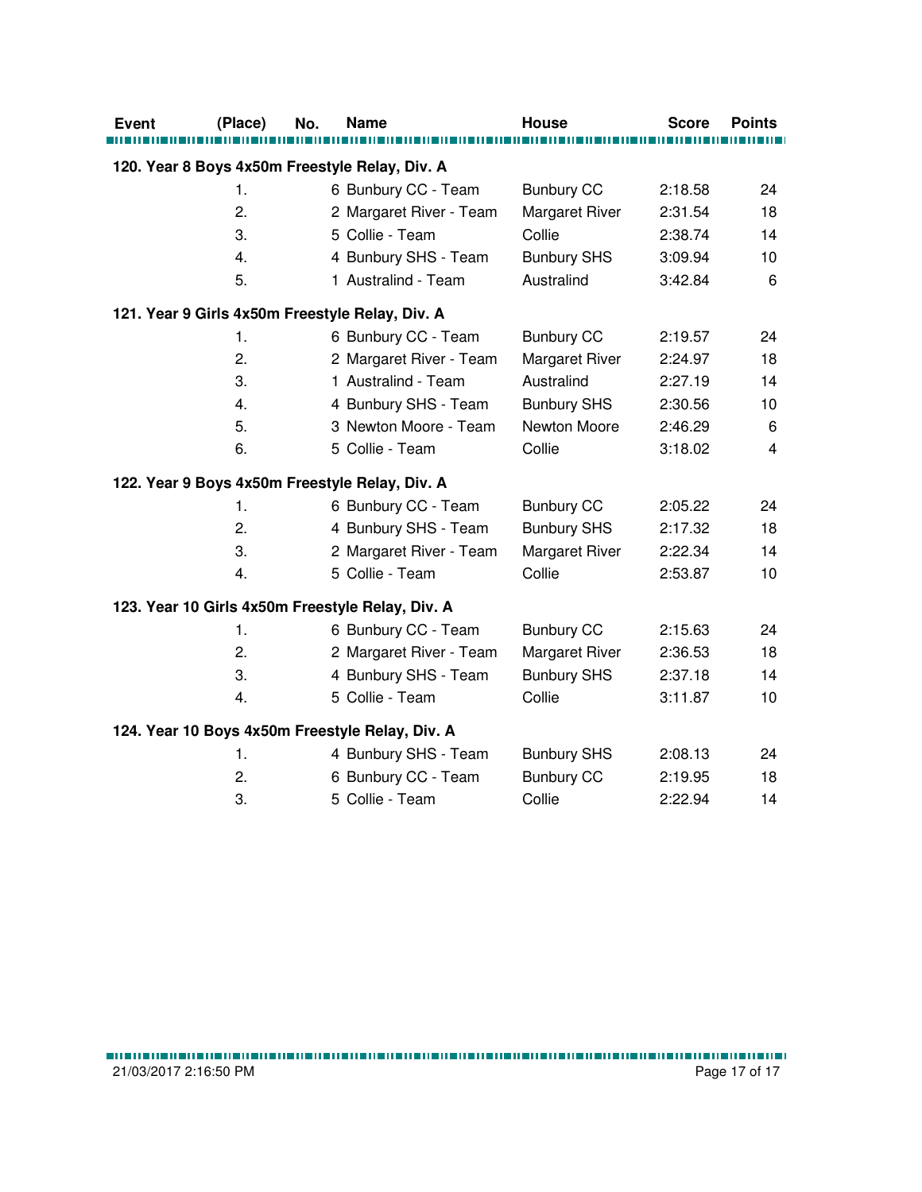| Event | (Place) | No. | Name | House | Score | Points |
|---|---|---|---|---|---|---|
| **120. Year 8 Boys 4x50m Freestyle Relay, Div. A** | | | | | | |
| | 1. | 6 | Bunbury CC - Team | Bunbury CC | 2:18.58 | 24 |
| | 2. | 2 | Margaret River - Team | Margaret River | 2:31.54 | 18 |
| | 3. | 5 | Collie - Team | Collie | 2:38.74 | 14 |
| | 4. | 4 | Bunbury SHS - Team | Bunbury SHS | 3:09.94 | 10 |
| | 5. | 1 | Australind - Team | Australind | 3:42.84 | 6 |
| **121. Year 9 Girls 4x50m Freestyle Relay, Div. A** | | | | | | |
| | 1. | 6 | Bunbury CC - Team | Bunbury CC | 2:19.57 | 24 |
| | 2. | 2 | Margaret River - Team | Margaret River | 2:24.97 | 18 |
| | 3. | 1 | Australind - Team | Australind | 2:27.19 | 14 |
| | 4. | 4 | Bunbury SHS - Team | Bunbury SHS | 2:30.56 | 10 |
| | 5. | 3 | Newton Moore - Team | Newton Moore | 2:46.29 | 6 |
| | 6. | 5 | Collie - Team | Collie | 3:18.02 | 4 |
| **122. Year 9 Boys 4x50m Freestyle Relay, Div. A** | | | | | | |
| | 1. | 6 | Bunbury CC - Team | Bunbury CC | 2:05.22 | 24 |
| | 2. | 4 | Bunbury SHS - Team | Bunbury SHS | 2:17.32 | 18 |
| | 3. | 2 | Margaret River - Team | Margaret River | 2:22.34 | 14 |
| | 4. | 5 | Collie - Team | Collie | 2:53.87 | 10 |
| **123. Year 10 Girls 4x50m Freestyle Relay, Div. A** | | | | | | |
| | 1. | 6 | Bunbury CC - Team | Bunbury CC | 2:15.63 | 24 |
| | 2. | 2 | Margaret River - Team | Margaret River | 2:36.53 | 18 |
| | 3. | 4 | Bunbury SHS - Team | Bunbury SHS | 2:37.18 | 14 |
| | 4. | 5 | Collie - Team | Collie | 3:11.87 | 10 |
| **124. Year 10 Boys 4x50m Freestyle Relay, Div. A** | | | | | | |
| | 1. | 4 | Bunbury SHS - Team | Bunbury SHS | 2:08.13 | 24 |
| | 2. | 6 | Bunbury CC - Team | Bunbury CC | 2:19.95 | 18 |
| | 3. | 5 | Collie - Team | Collie | 2:22.94 | 14 |

21/03/2017 2:16:50 PM